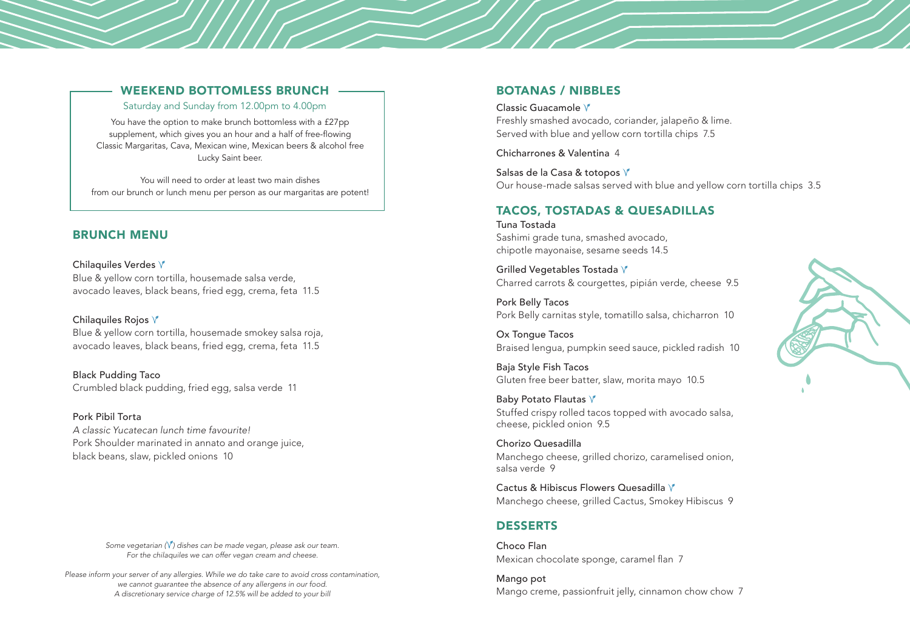## WEEKEND BOTTOMLESS BRUNCH

Saturday and Sunday from 12.00pm to 4.00pm

You have the option to make brunch bottomless with a £27pp supplement, which gives you an hour and a half of free-flowing Classic Margaritas, Cava, Mexican wine, Mexican beers & alcohol free Lucky Saint beer.

You will need to order at least two main dishes from our brunch or lunch menu per person as our margaritas are potent!

## BRUNCH MENU

**Chilaquiles Verdes** V
Blue & yellow corn tortilla, housemade salsa verde, avocado leaves, black beans, fried egg, crema, feta 11.5

**Chilaquiles Rojos** V
Blue & yellow corn tortilla, housemade smokey salsa roja, avocado leaves, black beans, fried egg, crema, feta 11.5

**Black Pudding Taco**
Crumbled black pudding, fried egg, salsa verde 11

**Pork Pibil Torta**
*A classic Yucatecan lunch time favourite!*
Pork Shoulder marinated in annato and orange juice, black beans, slaw, pickled onions 10

*Some vegetarian (V) dishes can be made vegan, please ask our team.*
*For the chilaquiles we can offer vegan cream and cheese.*

*Please inform your server of any allergies. While we do take care to avoid cross contamination, we cannot guarantee the absence of any allergens in our food.*
*A discretionary service charge of 12.5% will be added to your bill*

## BOTANAS / NIBBLES

**Classic Guacamole** V
Freshly smashed avocado, coriander, jalapeño & lime. Served with blue and yellow corn tortilla chips 7.5

**Chicharrones & Valentina** 4

**Salsas de la Casa & totopos** V
Our house-made salsas served with blue and yellow corn tortilla chips 3.5

## TACOS, TOSTADAS & QUESADILLAS

**Tuna Tostada**
Sashimi grade tuna, smashed avocado, chipotle mayonaise, sesame seeds 14.5

**Grilled Vegetables Tostada** V
Charred carrots & courgettes, pipián verde, cheese 9.5

**Pork Belly Tacos**
Pork Belly carnitas style, tomatillo salsa, chicharron 10

**Ox Tongue Tacos**
Braised lengua, pumpkin seed sauce, pickled radish 10

**Baja Style Fish Tacos**
Gluten free beer batter, slaw, morita mayo 10.5

**Baby Potato Flautas** V
Stuffed crispy rolled tacos topped with avocado salsa, cheese, pickled onion 9.5

**Chorizo Quesadilla**
Manchego cheese, grilled chorizo, caramelised onion, salsa verde 9

**Cactus & Hibiscus Flowers Quesadilla** V
Manchego cheese, grilled Cactus, Smokey Hibiscus 9

## DESSERTS

**Choco Flan**
Mexican chocolate sponge, caramel flan 7

**Mango pot**
Mango creme, passionfruit jelly, cinnamon chow chow 7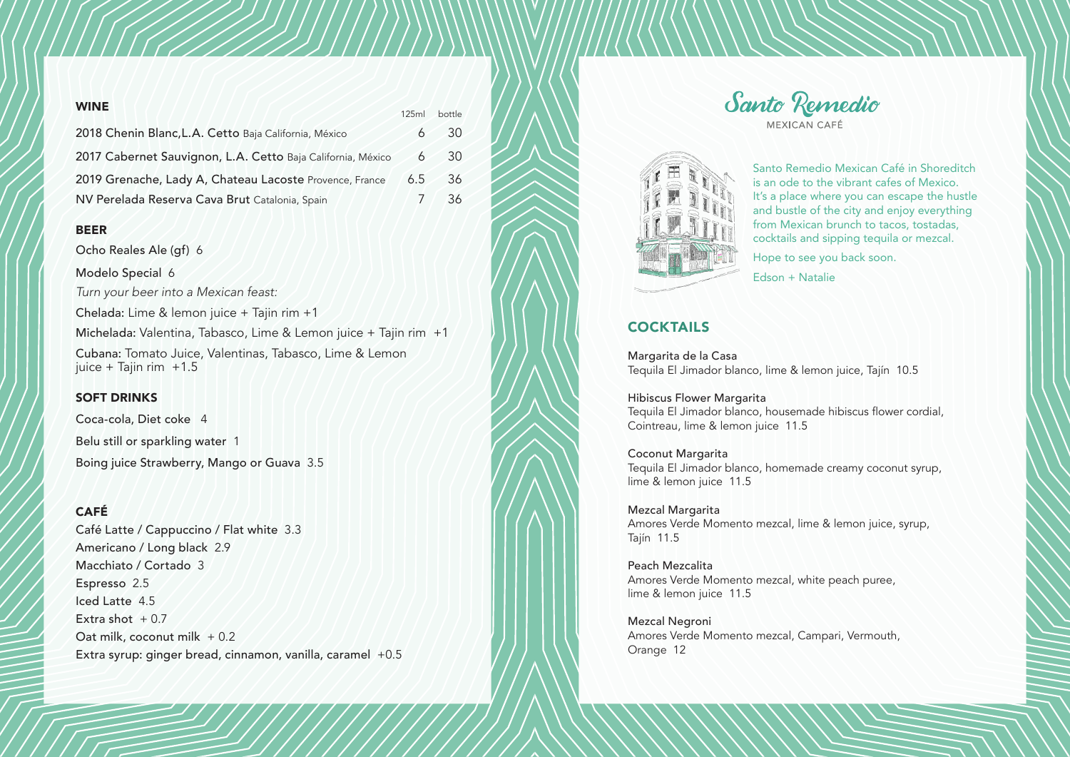## WINE

| | 125ml | bottle |
|---|---|---|
| 2018 Chenin Blanc,L.A. Cetto Baja California, México | 6 | 30 |
| 2017 Cabernet Sauvignon, L.A. Cetto Baja California, México | 6 | 30 |
| 2019 Grenache, Lady A, Chateau Lacoste Provence, France | 6.5 | 36 |
| NV Perelada Reserva Cava Brut Catalonia, Spain | 7 | 36 |

## BEER

Ocho Reales Ale (gf) 6

Modelo Special 6

*Turn your beer into a Mexican feast:*

Chelada: Lime & lemon juice + Tajin rim +1

Michelada: Valentina, Tabasco, Lime & Lemon juice + Tajin rim +1

Cubana: Tomato Juice, Valentinas, Tabasco, Lime & Lemon juice + Tajin rim +1.5

## SOFT DRINKS

Coca-cola, Diet coke 4

Belu still or sparkling water 1

Boing juice Strawberry, Mango or Guava 3.5

## CAFÉ

Café Latte / Cappuccino / Flat white 3.3
Americano / Long black 2.9
Macchiato / Cortado 3
Espresso 2.5
Iced Latte 4.5
Extra shot + 0.7
Oat milk, coconut milk + 0.2
Extra syrup: ginger bread, cinnamon, vanilla, caramel +0.5

# Santo Remedio

MEXICAN CAFÉ

Santo Remedio Mexican Café in Shoreditch is an ode to the vibrant cafes of Mexico. It's a place where you can escape the hustle and bustle of the city and enjoy everything from Mexican brunch to tacos, tostadas, cocktails and sipping tequila or mezcal.

Hope to see you back soon.

Edson + Natalie

## COCKTAILS

Margarita de la Casa
Tequila El Jimador blanco, lime & lemon juice, Tajín 10.5

Hibiscus Flower Margarita
Tequila El Jimador blanco, housemade hibiscus flower cordial, Cointreau, lime & lemon juice 11.5

Coconut Margarita
Tequila El Jimador blanco, homemade creamy coconut syrup, lime & lemon juice 11.5

Mezcal Margarita
Amores Verde Momento mezcal, lime & lemon juice, syrup, Tajín 11.5

Peach Mezcalita
Amores Verde Momento mezcal, white peach puree, lime & lemon juice 11.5

Mezcal Negroni
Amores Verde Momento mezcal, Campari, Vermouth, Orange 12